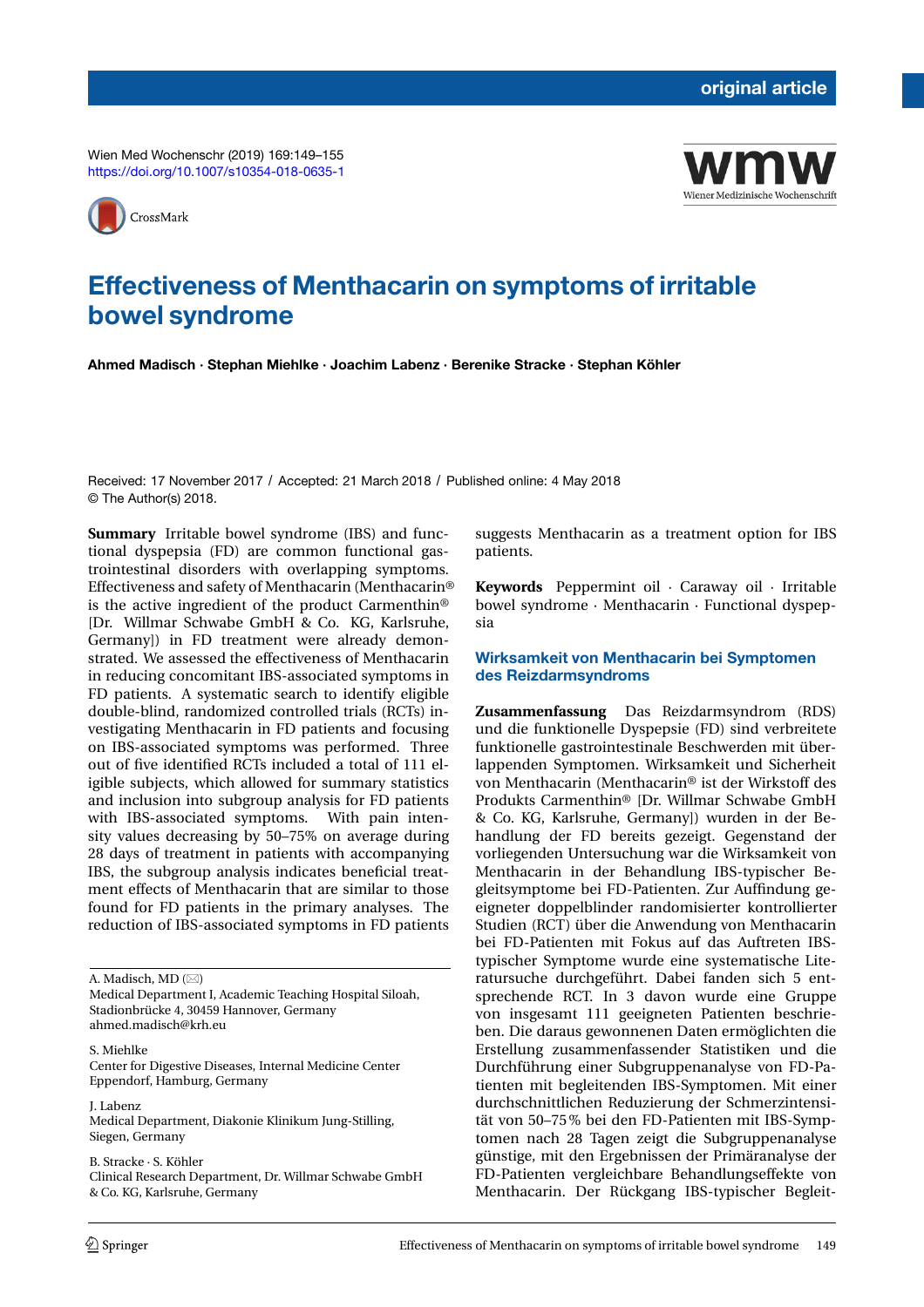original article

Wien Med Wochenschr (2019) 169:149–155
https://doi.org/10.1007/s10354-018-0635-1

# Effectiveness of Menthacarin on symptoms of irritable bowel syndrome

**Ahmed Madisch · Stephan Miehlke · Joachim Labenz · Berenike Stracke · Stephan Köhler**

Received: 17 November 2017 / Accepted: 21 March 2018 / Published online: 4 May 2018
© The Author(s) 2018.

**Summary** Irritable bowel syndrome (IBS) and functional dyspepsia (FD) are common functional gastrointestinal disorders with overlapping symptoms. Effectiveness and safety of Menthacarin (Menthacarin® is the active ingredient of the product Carmenthin® [Dr. Willmar Schwabe GmbH & Co. KG, Karlsruhe, Germany]) in FD treatment were already demonstrated. We assessed the effectiveness of Menthacarin in reducing concomitant IBS-associated symptoms in FD patients. A systematic search to identify eligible double-blind, randomized controlled trials (RCTs) investigating Menthacarin in FD patients and focusing on IBS-associated symptoms was performed. Three out of five identified RCTs included a total of 111 eligible subjects, which allowed for summary statistics and inclusion into subgroup analysis for FD patients with IBS-associated symptoms. With pain intensity values decreasing by 50–75% on average during 28 days of treatment in patients with accompanying IBS, the subgroup analysis indicates beneficial treatment effects of Menthacarin that are similar to those found for FD patients in the primary analyses. The reduction of IBS-associated symptoms in FD patients suggests Menthacarin as a treatment option for IBS patients.

**Keywords** Peppermint oil · Caraway oil · Irritable bowel syndrome · Menthacarin · Functional dyspepsia

## Wirksamkeit von Menthacarin bei Symptomen des Reizdarmsyndroms

**Zusammenfassung** Das Reizdarmsyndrom (RDS) und die funktionelle Dyspepsie (FD) sind verbreitete funktionelle gastrointestinale Beschwerden mit überlappenden Symptomen. Wirksamkeit und Sicherheit von Menthacarin (Menthacarin® ist der Wirkstoff des Produkts Carmenthin® [Dr. Willmar Schwabe GmbH & Co. KG, Karlsruhe, Germany]) wurden in der Behandlung der FD bereits gezeigt. Gegenstand der vorliegenden Untersuchung war die Wirksamkeit von Menthacarin in der Behandlung IBS-typischer Begleitsymptome bei FD-Patienten. Zur Auffindung geeigneter doppelblinder randomisierter kontrollierter Studien (RCT) über die Anwendung von Menthacarin bei FD-Patienten mit Fokus auf das Auftreten IBS-typischer Symptome wurde eine systematische Literatursuche durchgeführt. Dabei fanden sich 5 entsprechende RCT. In 3 davon wurde eine Gruppe von insgesamt 111 geeigneten Patienten beschrieben. Die daraus gewonnenen Daten ermöglichten die Erstellung zusammenfassender Statistiken und die Durchführung einer Subgruppenanalyse von FD-Patienten mit begleitenden IBS-Symptomen. Mit einer durchschnittlichen Reduzierung der Schmerzintensität von 50–75 % bei den FD-Patienten mit IBS-Symptomen nach 28 Tagen zeigt die Subgruppenanalyse günstige, mit den Ergebnissen der Primäranalyse der FD-Patienten vergleichbare Behandlungseffekte von Menthacarin. Der Rückgang IBS-typischer Begleit-

---

A. Madisch, MD (✉)
Medical Department I, Academic Teaching Hospital Siloah, Stadionbrücke 4, 30459 Hannover, Germany
ahmed.madisch@krh.eu

S. Miehlke
Center for Digestive Diseases, Internal Medicine Center Eppendorf, Hamburg, Germany

J. Labenz
Medical Department, Diakonie Klinikum Jung-Stilling, Siegen, Germany

B. Stracke · S. Köhler
Clinical Research Department, Dr. Willmar Schwabe GmbH & Co. KG, Karlsruhe, Germany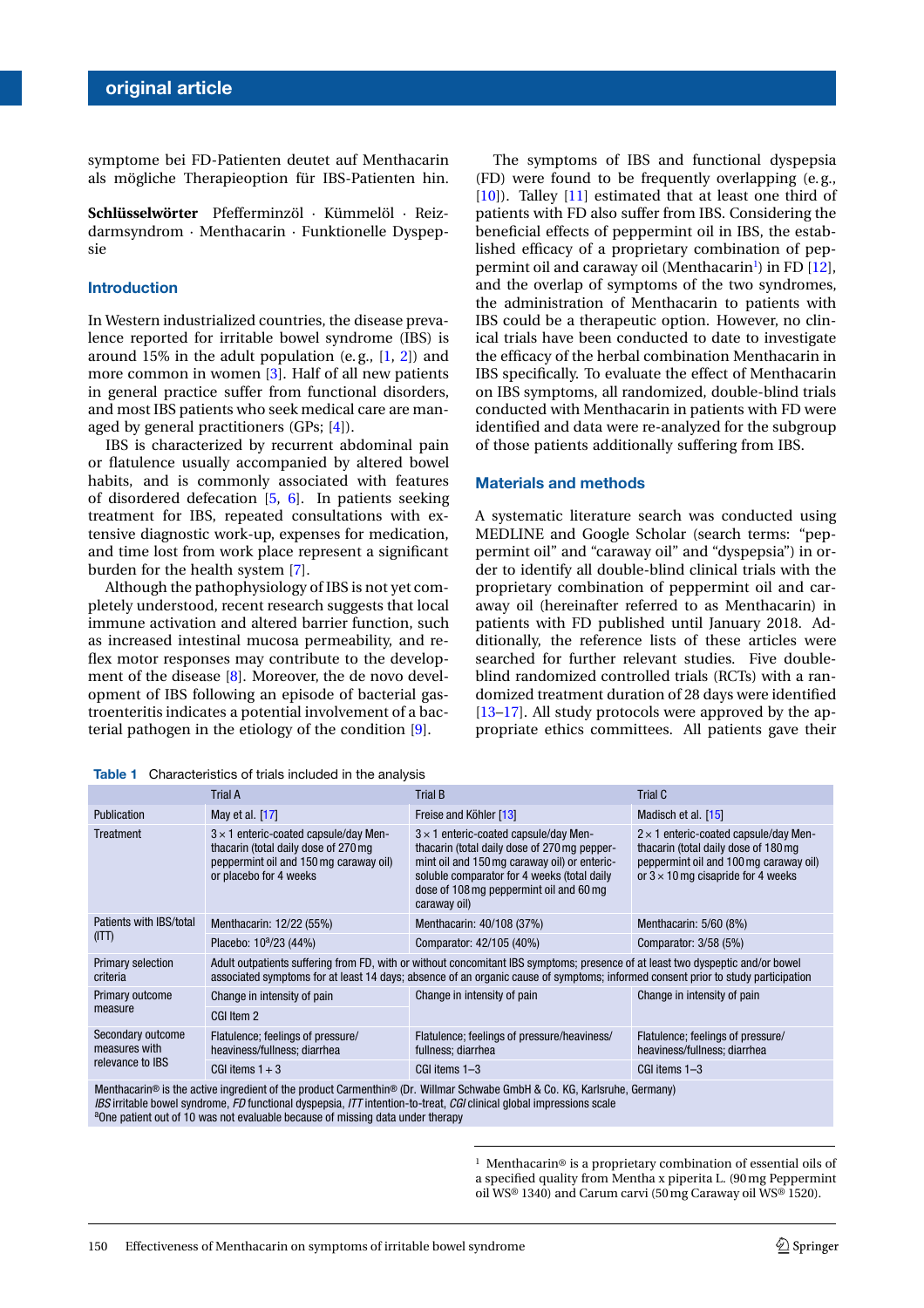symptome bei FD-Patienten deutet auf Menthacarin als mögliche Therapieoption für IBS-Patienten hin.

**Schlüsselwörter** Pfefferminzöl · Kümmelöl · Reizdarmsyndrom · Menthacarin · Funktionelle Dyspepsie

## Introduction

In Western industrialized countries, the disease prevalence reported for irritable bowel syndrome (IBS) is around 15% in the adult population (e.g., [1, 2]) and more common in women [3]. Half of all new patients in general practice suffer from functional disorders, and most IBS patients who seek medical care are managed by general practitioners (GPs; [4]).

IBS is characterized by recurrent abdominal pain or flatulence usually accompanied by altered bowel habits, and is commonly associated with features of disordered defecation [5, 6]. In patients seeking treatment for IBS, repeated consultations with extensive diagnostic work-up, expenses for medication, and time lost from work place represent a significant burden for the health system [7].

Although the pathophysiology of IBS is not yet completely understood, recent research suggests that local immune activation and altered barrier function, such as increased intestinal mucosa permeability, and reflex motor responses may contribute to the development of the disease [8]. Moreover, the de novo development of IBS following an episode of bacterial gastroenteritis indicates a potential involvement of a bacterial pathogen in the etiology of the condition [9].

The symptoms of IBS and functional dyspepsia (FD) were found to be frequently overlapping (e.g., [10]). Talley [11] estimated that at least one third of patients with FD also suffer from IBS. Considering the beneficial effects of peppermint oil in IBS, the established efficacy of a proprietary combination of peppermint oil and caraway oil (Menthacarin[1]) in FD [12], and the overlap of symptoms of the two syndromes, the administration of Menthacarin to patients with IBS could be a therapeutic option. However, no clinical trials have been conducted to date to investigate the efficacy of the herbal combination Menthacarin in IBS specifically. To evaluate the effect of Menthacarin on IBS symptoms, all randomized, double-blind trials conducted with Menthacarin in patients with FD were identified and data were re-analyzed for the subgroup of those patients additionally suffering from IBS.

## Materials and methods

A systematic literature search was conducted using MEDLINE and Google Scholar (search terms: "peppermint oil" and "caraway oil" and "dyspepsia") in order to identify all double-blind clinical trials with the proprietary combination of peppermint oil and caraway oil (hereinafter referred to as Menthacarin) in patients with FD published until January 2018. Additionally, the reference lists of these articles were searched for further relevant studies. Five double-blind randomized controlled trials (RCTs) with a randomized treatment duration of 28 days were identified [13–17]. All study protocols were approved by the appropriate ethics committees. All patients gave their

**Table 1** Characteristics of trials included in the analysis

| | Trial A | Trial B | Trial C |
|---|---|---|---|
| Publication | May et al. [17] | Freise and Köhler [13] | Madisch et al. [15] |
| Treatment | 3 × 1 enteric-coated capsule/day Menthacarin (total daily dose of 270 mg peppermint oil and 150 mg caraway oil) or placebo for 4 weeks | 3 × 1 enteric-coated capsule/day Menthacarin (total daily dose of 270 mg peppermint oil and 150 mg caraway oil) or enteric-soluble comparator for 4 weeks (total daily dose of 108 mg peppermint oil and 60 mg caraway oil) | 2 × 1 enteric-coated capsule/day Menthacarin (total daily dose of 180 mg peppermint oil and 100 mg caraway oil) or 3 × 10 mg cisapride for 4 weeks |
| Patients with IBS/total (ITT) | Menthacarin: 12/22 (55%) | Menthacarin: 40/108 (37%) | Menthacarin: 5/60 (8%) |
| | Placebo: 10[a]/23 (44%) | Comparator: 42/105 (40%) | Comparator: 3/58 (5%) |
| Primary selection criteria | Adult outpatients suffering from FD, with or without concomitant IBS symptoms; presence of at least two dyspeptic and/or bowel associated symptoms for at least 14 days; absence of an organic cause of symptoms; informed consent prior to study participation | | |
| Primary outcome measure | Change in intensity of pain | Change in intensity of pain | Change in intensity of pain |
| | CGI Item 2 | | |
| Secondary outcome measures with relevance to IBS | Flatulence; feelings of pressure/heaviness/fullness; diarrhea | Flatulence; feelings of pressure/heaviness/fullness; diarrhea | Flatulence; feelings of pressure/heaviness/fullness; diarrhea |
| | CGI items 1 + 3 | CGI items 1–3 | CGI items 1–3 |

Menthacarin® is the active ingredient of the product Carmenthin® (Dr. Willmar Schwabe GmbH & Co. KG, Karlsruhe, Germany)
*IBS* irritable bowel syndrome, *FD* functional dyspepsia, *ITT* intention-to-treat, *CGI* clinical global impressions scale
[a]One patient out of 10 was not evaluable because of missing data under therapy

[1] Menthacarin® is a proprietary combination of essential oils of a specified quality from Mentha x piperita L. (90 mg Peppermint oil WS® 1340) and Carum carvi (50 mg Caraway oil WS® 1520).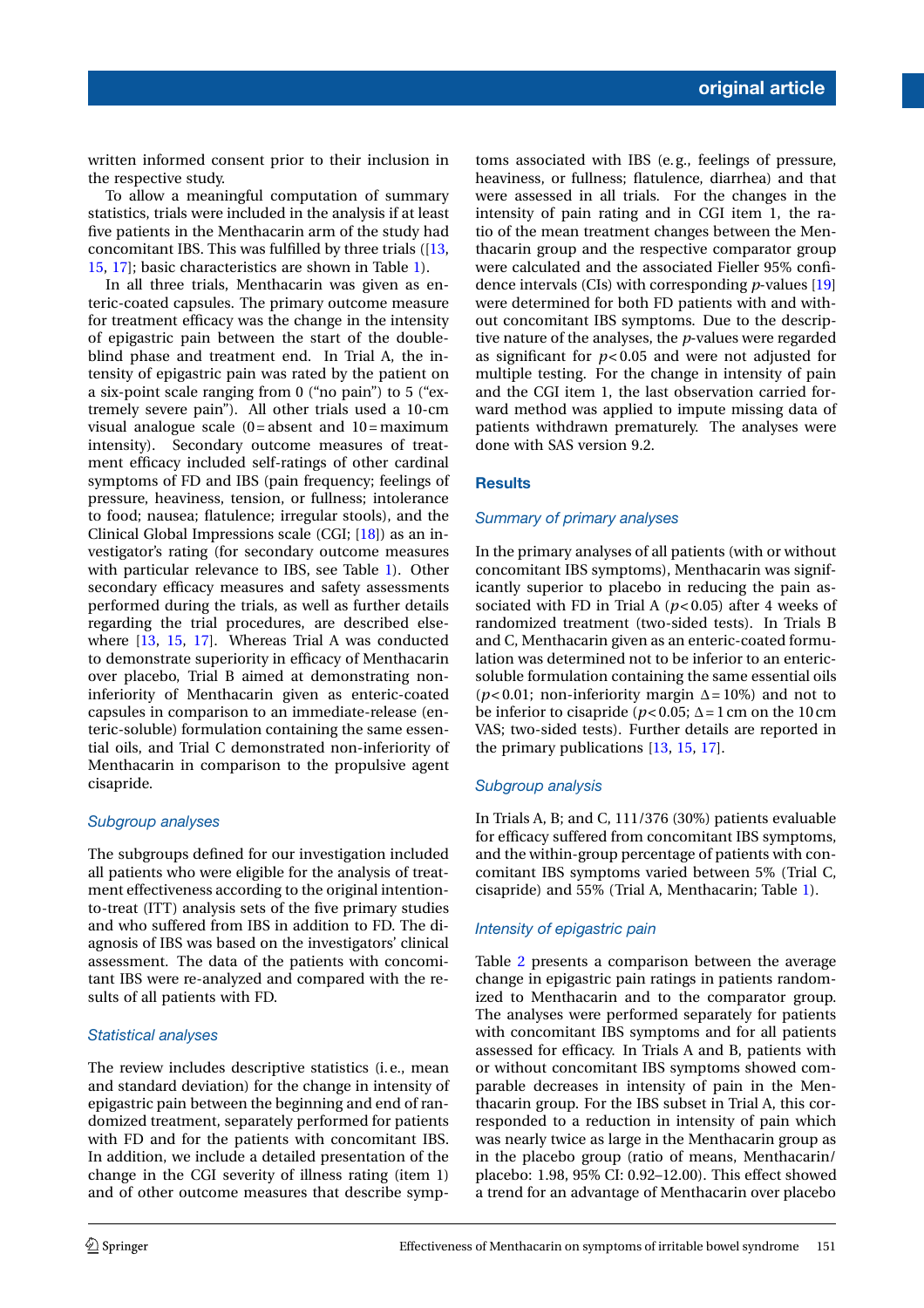written informed consent prior to their inclusion in the respective study.

To allow a meaningful computation of summary statistics, trials were included in the analysis if at least five patients in the Menthacarin arm of the study had concomitant IBS. This was fulfilled by three trials ([13, 15, 17]; basic characteristics are shown in Table 1).

In all three trials, Menthacarin was given as enteric-coated capsules. The primary outcome measure for treatment efficacy was the change in the intensity of epigastric pain between the start of the double-blind phase and treatment end. In Trial A, the intensity of epigastric pain was rated by the patient on a six-point scale ranging from 0 ("no pain") to 5 ("extremely severe pain"). All other trials used a 10-cm visual analogue scale (0 = absent and 10 = maximum intensity). Secondary outcome measures of treatment efficacy included self-ratings of other cardinal symptoms of FD and IBS (pain frequency; feelings of pressure, heaviness, tension, or fullness; intolerance to food; nausea; flatulence; irregular stools), and the Clinical Global Impressions scale (CGI; [18]) as an investigator's rating (for secondary outcome measures with particular relevance to IBS, see Table 1). Other secondary efficacy measures and safety assessments performed during the trials, as well as further details regarding the trial procedures, are described elsewhere [13, 15, 17]. Whereas Trial A was conducted to demonstrate superiority in efficacy of Menthacarin over placebo, Trial B aimed at demonstrating non-inferiority of Menthacarin given as enteric-coated capsules in comparison to an immediate-release (enteric-soluble) formulation containing the same essential oils, and Trial C demonstrated non-inferiority of Menthacarin in comparison to the propulsive agent cisapride.

### *Subgroup analyses*

The subgroups defined for our investigation included all patients who were eligible for the analysis of treatment effectiveness according to the original intention-to-treat (ITT) analysis sets of the five primary studies and who suffered from IBS in addition to FD. The diagnosis of IBS was based on the investigators' clinical assessment. The data of the patients with concomitant IBS were re-analyzed and compared with the results of all patients with FD.

### *Statistical analyses*

The review includes descriptive statistics (i.e., mean and standard deviation) for the change in intensity of epigastric pain between the beginning and end of randomized treatment, separately performed for patients with FD and for the patients with concomitant IBS. In addition, we include a detailed presentation of the change in the CGI severity of illness rating (item 1) and of other outcome measures that describe symptoms associated with IBS (e.g., feelings of pressure, heaviness, or fullness; flatulence; diarrhea) and that were assessed in all trials. For the changes in the intensity of pain rating and in CGI item 1, the ratio of the mean treatment changes between the Menthacarin group and the respective comparator group were calculated and the associated Fieller 95% confidence intervals (CIs) with corresponding *p*-values [19] were determined for both FD patients with and without concomitant IBS symptoms. Due to the descriptive nature of the analyses, the *p*-values were regarded as significant for $p < 0.05$ and were not adjusted for multiple testing. For the change in intensity of pain rating and the CGI item 1, the last observation carried forward method was applied to impute missing data of patients withdrawn prematurely. The analyses were done with SAS version 9.2.

## Results

### *Summary of primary analyses*

In the primary analyses of all patients (with or without concomitant IBS symptoms), Menthacarin was significantly superior to placebo in reducing the pain associated with FD in Trial A ($p < 0.05$) after 4 weeks of randomized treatment (two-sided tests). In Trials B and C, Menthacarin given as an enteric-coated formulation was determined not to be inferior to an enteric-soluble formulation containing the same essential oils ($p < 0.01$; non-inferiority margin $\Delta = 10\%$) and not to be inferior to cisapride ($p < 0.05$; $\Delta = 1$ cm on the 10 cm VAS; two-sided tests). Further details are reported in the primary publications [13, 15, 17].

### *Subgroup analysis*

In Trials A, B; and C, 111/376 (30%) patients evaluable for efficacy suffered from concomitant IBS symptoms, and the within-group percentage of patients with concomitant IBS symptoms varied between 5% (Trial C, cisapride) and 55% (Trial A, Menthacarin; Table 1).

### *Intensity of epigastric pain*

Table 2 presents a comparison between the average change in epigastric pain ratings in patients randomized to Menthacarin and to the comparator group. The analyses were performed separately for patients with concomitant IBS symptoms and for all patients assessed for efficacy. In Trials A and B, patients with or without concomitant IBS symptoms showed comparable decreases in intensity of pain in the Menthacarin group. For the IBS subset in Trial A, this corresponded to a reduction in intensity of pain which was nearly twice as large in the Menthacarin group as in the placebo group (ratio of means, Menthacarin/placebo: 1.98, 95% CI: 0.92–12.00). This effect showed a trend for an advantage of Menthacarin over placebo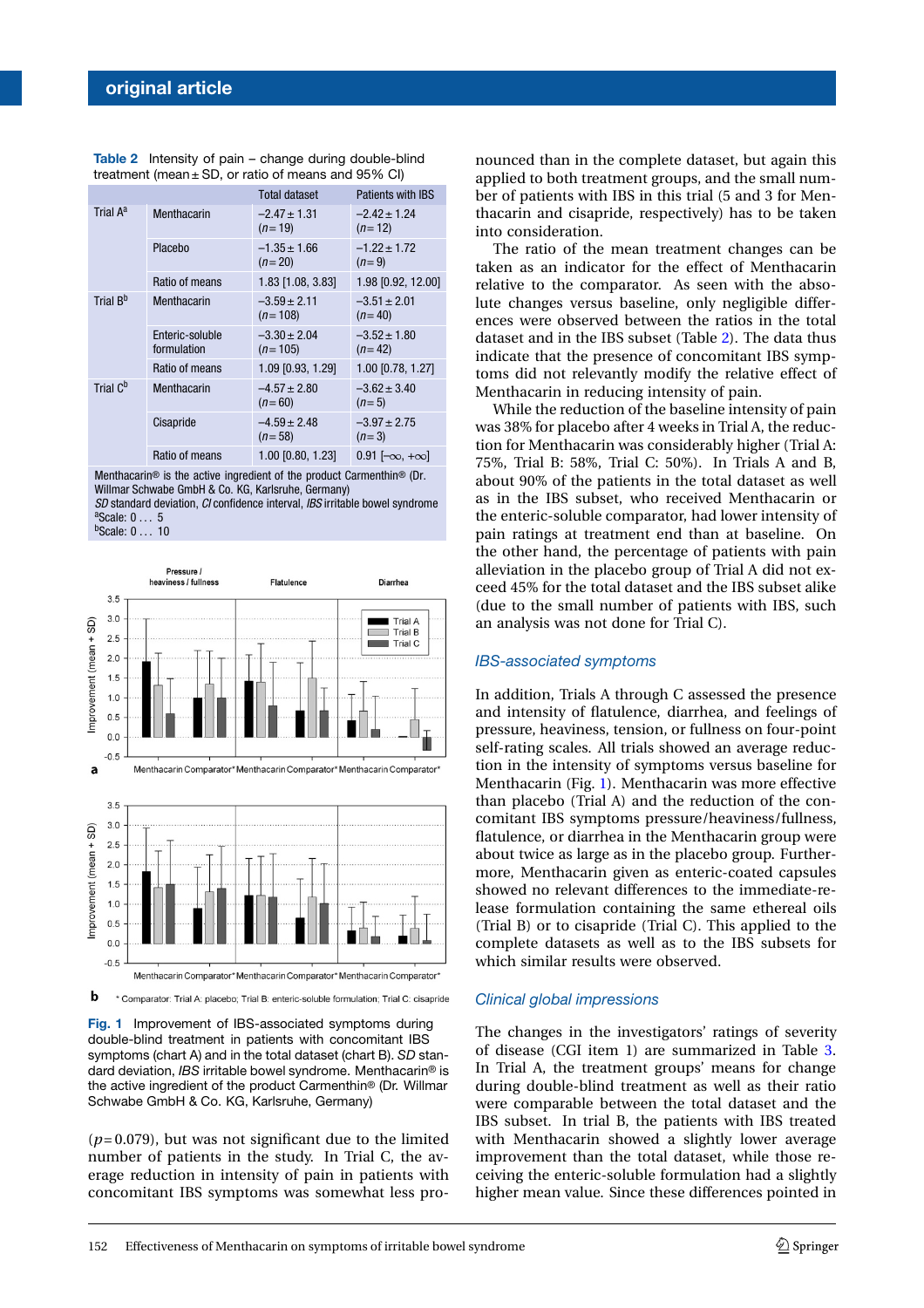**Table 2** Intensity of pain – change during double-blind treatment (mean ± SD, or ratio of means and 95% CI)

| | | Total dataset | Patients with IBS |
|---|---|---|---|
| Trial A[a] | Menthacarin | −2.47 ± 1.31 (n = 19) | −2.42 ± 1.24 (n = 12) |
| | Placebo | −1.35 ± 1.66 (n = 20) | −1.22 ± 1.72 (n = 9) |
| | Ratio of means | 1.83 [1.08, 3.83] | 1.98 [0.92, 12.00] |
| Trial B[b] | Menthacarin | −3.59 ± 2.11 (n = 108) | −3.51 ± 2.01 (n = 40) |
| | Enteric-soluble formulation | −3.30 ± 2.04 (n = 105) | −3.52 ± 1.80 (n = 42) |
| | Ratio of means | 1.09 [0.93, 1.29] | 1.00 [0.78, 1.27] |
| Trial C[b] | Menthacarin | −4.57 ± 2.80 (n = 60) | −3.62 ± 3.40 (n = 5) |
| | Cisapride | −4.59 ± 2.48 (n = 58) | −3.97 ± 2.75 (n = 3) |
| | Ratio of means | 1.00 [0.80, 1.23] | 0.91 [−∞, +∞] |

Menthacarin® is the active ingredient of the product Carmenthin® (Dr. Willmar Schwabe GmbH & Co. KG, Karlsruhe, Germany)
*SD* standard deviation, *CI* confidence interval, *IBS* irritable bowel syndrome
[a]Scale: 0 … 5
[b]Scale: 0 … 10

**Fig. 1** Improvement of IBS-associated symptoms during double-blind treatment in patients with concomitant IBS symptoms (chart A) and in the total dataset (chart B). *SD* standard deviation, *IBS* irritable bowel syndrome. Menthacarin® is the active ingredient of the product Carmenthin® (Dr. Willmar Schwabe GmbH & Co. KG, Karlsruhe, Germany)

($p = 0.079$), but was not significant due to the limited number of patients in the study. In Trial C, the average reduction in intensity of pain in patients with concomitant IBS symptoms was somewhat less pronounced than in the complete dataset, but again this applied to both treatment groups, and the small number of patients with IBS in this trial (5 and 3 for Menthacarin and cisapride, respectively) has to be taken into consideration.

The ratio of the mean treatment changes can be taken as an indicator for the effect of Menthacarin relative to the comparator. As seen with the absolute changes versus baseline, only negligible differences were observed between the ratios in the total dataset and in the IBS subset (Table 2). The data thus indicate that the presence of concomitant IBS symptoms did not relevantly modify the relative effect of Menthacarin in reducing intensity of pain.

While the reduction of the baseline intensity of pain was 38% for placebo after 4 weeks in Trial A, the reduction for Menthacarin was considerably higher (Trial A: 75%, Trial B: 58%, Trial C: 50%). In Trials A and B, about 90% of the patients in the total dataset as well as in the IBS subset, who received Menthacarin or the enteric-soluble comparator, had lower intensity of pain ratings at treatment end than at baseline. On the other hand, the percentage of patients with pain alleviation in the placebo group of Trial A did not exceed 45% for the total dataset and the IBS subset alike (due to the small number of patients with IBS, such an analysis was not done for Trial C).

### IBS-associated symptoms

In addition, Trials A through C assessed the presence and intensity of flatulence, diarrhea, and feelings of pressure, heaviness, tension, or fullness on four-point self-rating scales. All trials showed an average reduction in the intensity of symptoms versus baseline for Menthacarin (Fig. 1). Menthacarin was more effective than placebo (Trial A) and the reduction of the concomitant IBS symptoms pressure/heaviness/fullness, flatulence, or diarrhea in the Menthacarin group were about twice as large as in the placebo group. Furthermore, Menthacarin given as enteric-coated capsules showed no relevant differences to the immediate-release formulation containing the same ethereal oils (Trial B) or to cisapride (Trial C). This applied to the complete datasets as well as to the IBS subsets for which similar results were observed.

### Clinical global impressions

The changes in the investigators' ratings of severity of disease (CGI item 1) are summarized in Table 3. In Trial A, the treatment groups' means for change during double-blind treatment as well as their ratio were comparable between the total dataset and the IBS subset. In trial B, the patients with IBS treated with Menthacarin showed a slightly lower average improvement than the total dataset, while those receiving the enteric-soluble formulation had a slightly higher mean value. Since these differences pointed in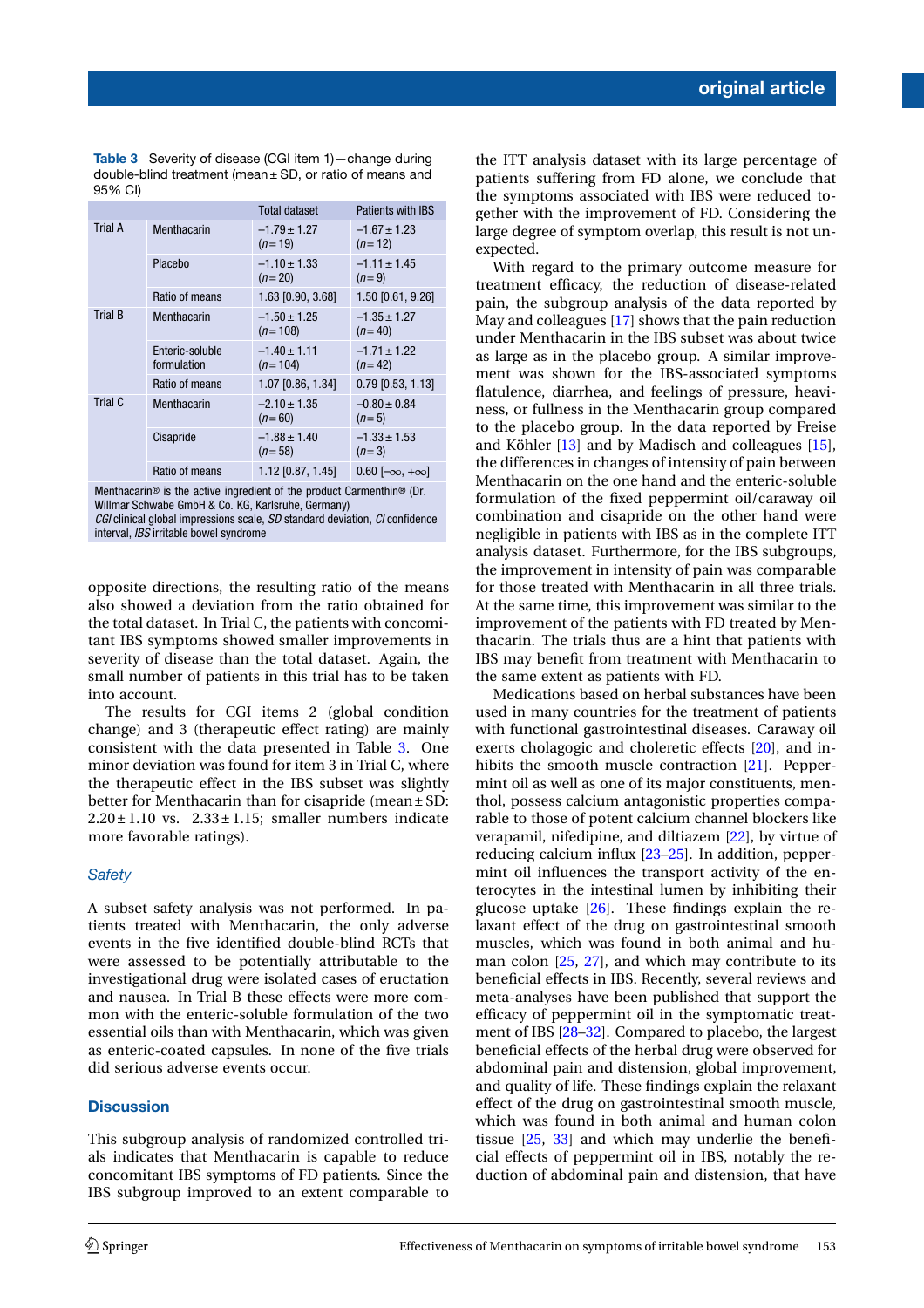**Table 3** Severity of disease (CGI item 1)—change during double-blind treatment (mean ± SD, or ratio of means and 95% CI)

| | | Total dataset | Patients with IBS |
|---|---|---|---|
| Trial A | Menthacarin | −1.79 ± 1.27 (n = 19) | −1.67 ± 1.23 (n = 12) |
| | Placebo | −1.10 ± 1.33 (n = 20) | −1.11 ± 1.45 (n = 9) |
| | Ratio of means | 1.63 [0.90, 3.68] | 1.50 [0.61, 9.26] |
| Trial B | Menthacarin | −1.50 ± 1.25 (n = 108) | −1.35 ± 1.27 (n = 40) |
| | Enteric-soluble formulation | −1.40 ± 1.11 (n = 104) | −1.71 ± 1.22 (n = 42) |
| | Ratio of means | 1.07 [0.86, 1.34] | 0.79 [0.53, 1.13] |
| Trial C | Menthacarin | −2.10 ± 1.35 (n = 60) | −0.80 ± 0.84 (n = 5) |
| | Cisapride | −1.88 ± 1.40 (n = 58) | −1.33 ± 1.53 (n = 3) |
| | Ratio of means | 1.12 [0.87, 1.45] | 0.60 [−∞, +∞] |

Menthacarin® is the active ingredient of the product Carmenthin® (Dr. Willmar Schwabe GmbH & Co. KG, Karlsruhe, Germany)
*CGI* clinical global impressions scale, *SD* standard deviation, *CI* confidence interval, *IBS* irritable bowel syndrome

opposite directions, the resulting ratio of the means also showed a deviation from the ratio obtained for the total dataset. In Trial C, the patients with concomitant IBS symptoms showed smaller improvements in severity of disease than the total dataset. Again, the small number of patients in this trial has to be taken into account.

The results for CGI items 2 (global condition change) and 3 (therapeutic effect rating) are mainly consistent with the data presented in Table 3. One minor deviation was found for item 3 in Trial C, where the therapeutic effect in the IBS subset was slightly better for Menthacarin than for cisapride (mean ± SD: 2.20 ± 1.10 vs. 2.33 ± 1.15; smaller numbers indicate more favorable ratings).

### *Safety*

A subset safety analysis was not performed. In patients treated with Menthacarin, the only adverse events in the five identified double-blind RCTs that were assessed to be potentially attributable to the investigational drug were isolated cases of eructation and nausea. In Trial B these effects were more common with the enteric-soluble formulation of the two essential oils than with Menthacarin, which was given as enteric-coated capsules. In none of the five trials did serious adverse events occur.

## Discussion

This subgroup analysis of randomized controlled trials indicates that Menthacarin is capable to reduce concomitant IBS symptoms of FD patients. Since the IBS subgroup improved to an extent comparable to the ITT analysis dataset with its large percentage of patients suffering from FD alone, we conclude that the symptoms associated with IBS were reduced together with the improvement of FD. Considering the large degree of symptom overlap, this result is not unexpected.

With regard to the primary outcome measure for treatment efficacy, the reduction of disease-related pain, the subgroup analysis of the data reported by May and colleagues [17] shows that the pain reduction under Menthacarin in the IBS subset was about twice as large as in the placebo group. A similar improvement was shown for the IBS-associated symptoms flatulence, diarrhea, and feelings of pressure, heaviness, or fullness in the Menthacarin group compared to the placebo group. In the data reported by Freise and Köhler [13] and by Madisch and colleagues [15], the differences in changes of intensity of pain between Menthacarin on the one hand and the enteric-soluble formulation of the fixed peppermint oil/caraway oil combination and cisapride on the other hand were negligible in patients with IBS as in the complete ITT analysis dataset. Furthermore, for the IBS subgroups, the improvement in intensity of pain was comparable for those treated with Menthacarin in all three trials. At the same time, this improvement was similar to the improvement of the patients with FD treated by Menthacarin. The trials thus are a hint that patients with IBS may benefit from treatment with Menthacarin to the same extent as patients with FD.

Medications based on herbal substances have been used in many countries for the treatment of patients with functional gastrointestinal diseases. Caraway oil exerts cholagogic and choleretic effects [20], and inhibits the smooth muscle contraction [21]. Peppermint oil as well as one of its major constituents, menthol, possess calcium antagonistic properties comparable to those of potent calcium channel blockers like verapamil, nifedipine, and diltiazem [22], by virtue of reducing calcium influx [23–25]. In addition, peppermint oil influences the transport activity of the enterocytes in the intestinal lumen by inhibiting their glucose uptake [26]. These findings explain the relaxant effect of the drug on gastrointestinal smooth muscles, which was found in both animal and human colon [25, 27], and which may contribute to its beneficial effects in IBS. Recently, several reviews and meta-analyses have been published that support the efficacy of peppermint oil in the symptomatic treatment of IBS [28–32]. Compared to placebo, the largest beneficial effects of the herbal drug were observed for abdominal pain and distension, global improvement, and quality of life. These findings explain the relaxant effect of the drug on gastrointestinal smooth muscle, which was found in both animal and human colon tissue [25, 33] and which may underlie the beneficial effects of peppermint oil in IBS, notably the reduction of abdominal pain and distension, that have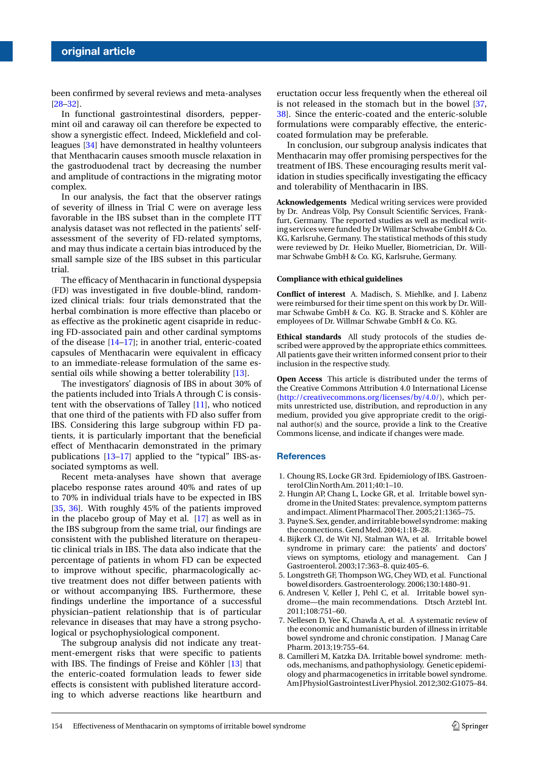been confirmed by several reviews and meta-analyses [28–32].

In functional gastrointestinal disorders, peppermint oil and caraway oil can therefore be expected to show a synergistic effect. Indeed, Micklefield and colleagues [34] have demonstrated in healthy volunteers that Menthacarin causes smooth muscle relaxation in the gastroduodenal tract by decreasing the number and amplitude of contractions in the migrating motor complex.

In our analysis, the fact that the observer ratings of severity of illness in Trial C were on average less favorable in the IBS subset than in the complete ITT analysis dataset was not reflected in the patients' self-assessment of the severity of FD-related symptoms, and may thus indicate a certain bias introduced by the small sample size of the IBS subset in this particular trial.

The efficacy of Menthacarin in functional dyspepsia (FD) was investigated in five double-blind, randomized clinical trials: four trials demonstrated that the herbal combination is more effective than placebo or as effective as the prokinetic agent cisapride in reducing FD-associated pain and other cardinal symptoms of the disease [14–17]; in another trial, enteric-coated capsules of Menthacarin were equivalent in efficacy to an immediate-release formulation of the same essential oils while showing a better tolerability [13].

The investigators' diagnosis of IBS in about 30% of the patients included into Trials A through C is consistent with the observations of Talley [11], who noticed that one third of the patients with FD also suffer from IBS. Considering this large subgroup within FD patients, it is particularly important that the beneficial effect of Menthacarin demonstrated in the primary publications [13–17] applied to the "typical" IBS-associated symptoms as well.

Recent meta-analyses have shown that average placebo response rates around 40% and rates of up to 70% in individual trials have to be expected in IBS [35, 36]. With roughly 45% of the patients improved in the placebo group of May et al. [17] as well as in the IBS subgroup from the same trial, our findings are consistent with the published literature on therapeutic clinical trials in IBS. The data also indicate that the percentage of patients in whom FD can be expected to improve without specific, pharmacologically active treatment does not differ between patients with or without accompanying IBS. Furthermore, these findings underline the importance of a successful physician–patient relationship that is of particular relevance in diseases that may have a strong psychological or psychophysiological component.

The subgroup analysis did not indicate any treatment-emergent risks that were specific to patients with IBS. The findings of Freise and Köhler [13] that the enteric-coated formulation leads to fewer side effects is consistent with published literature according to which adverse reactions like heartburn and eructation occur less frequently when the ethereal oil is not released in the stomach but in the bowel [37, 38]. Since the enteric-coated and the enteric-soluble formulations were comparably effective, the enteric-coated formulation may be preferable.

In conclusion, our subgroup analysis indicates that Menthacarin may offer promising perspectives for the treatment of IBS. These encouraging results merit validation in studies specifically investigating the efficacy and tolerability of Menthacarin in IBS.

**Acknowledgements** Medical writing services were provided by Dr. Andreas Völp, Psy Consult Scientific Services, Frankfurt, Germany. The reported studies as well as medical writing services were funded by Dr Willmar Schwabe GmbH & Co. KG, Karlsruhe, Germany. The statistical methods of this study were reviewed by Dr. Heiko Mueller, Biometrician, Dr. Willmar Schwabe GmbH & Co. KG, Karlsruhe, Germany.

**Compliance with ethical guidelines**

**Conflict of interest** A. Madisch, S. Miehlke, and J. Labenz were reimbursed for their time spent on this work by Dr. Willmar Schwabe GmbH & Co. KG. B. Stracke and S. Köhler are employees of Dr. Willmar Schwabe GmbH & Co. KG.

**Ethical standards** All study protocols of the studies described were approved by the appropriate ethics committees. All patients gave their written informed consent prior to their inclusion in the respective study.

**Open Access** This article is distributed under the terms of the Creative Commons Attribution 4.0 International License (http://creativecommons.org/licenses/by/4.0/), which permits unrestricted use, distribution, and reproduction in any medium, provided you give appropriate credit to the original author(s) and the source, provide a link to the Creative Commons license, and indicate if changes were made.

## References

1. Choung RS, Locke GR 3rd. Epidemiology of IBS. Gastroenterol Clin North Am. 2011;40:1–10.
2. Hungin AP, Chang L, Locke GR, et al. Irritable bowel syndrome in the United States: prevalence, symptom patterns and impact. Aliment Pharmacol Ther. 2005;21:1365–75.
3. Payne S. Sex, gender, and irritable bowel syndrome: making the connections. Gend Med. 2004;1:18–28.
4. Bijkerk CJ, de Wit NJ, Stalman WA, et al. Irritable bowel syndrome in primary care: the patients' and doctors' views on symptoms, etiology and management. Can J Gastroenterol. 2003;17:363–8. quiz 405–6.
5. Longstreth GF, Thompson WG, Chey WD, et al. Functional bowel disorders. Gastroenterology. 2006;130:1480–91.
6. Andresen V, Keller J, Pehl C, et al. Irritable bowel syndrome—the main recommendations. Dtsch Arztebl Int. 2011;108:751–60.
7. Nellesen D, Yee K, Chawla A, et al. A systematic review of the economic and humanistic burden of illness in irritable bowel syndrome and chronic constipation. J Manag Care Pharm. 2013;19:755–64.
8. Camilleri M, Katzka DA. Irritable bowel syndrome: methods, mechanisms, and pathophysiology. Genetic epidemiology and pharmacogenetics in irritable bowel syndrome. Am J Physiol Gastrointest Liver Physiol. 2012;302:G1075–84.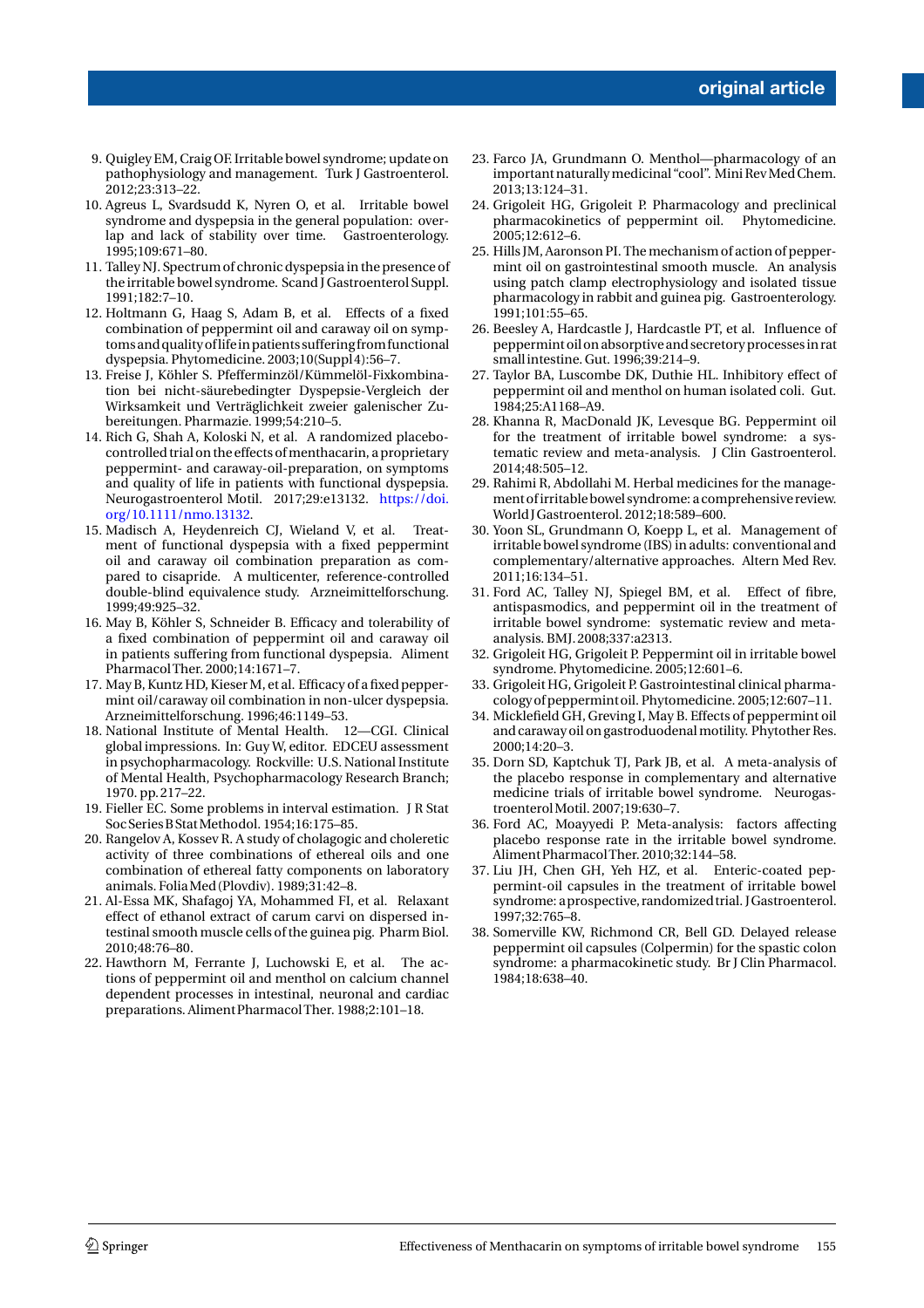9. Quigley EM, Craig OF. Irritable bowel syndrome; update on pathophysiology and management. Turk J Gastroenterol. 2012;23:313–22.
10. Agreus L, Svardsudd K, Nyren O, et al. Irritable bowel syndrome and dyspepsia in the general population: overlap and lack of stability over time. Gastroenterology. 1995;109:671–80.
11. Talley NJ. Spectrum of chronic dyspepsia in the presence of the irritable bowel syndrome. Scand J Gastroenterol Suppl. 1991;182:7–10.
12. Holtmann G, Haag S, Adam B, et al. Effects of a fixed combination of peppermint oil and caraway oil on symptoms and quality of life in patients suffering from functional dyspepsia. Phytomedicine. 2003;10(Suppl 4):56–7.
13. Freise J, Köhler S. Pfefferminzöl/Kümmelöl-Fixkombination bei nicht-säurebedingter Dyspepsie-Vergleich der Wirksamkeit und Verträglichkeit zweier galenischer Zubereitungen. Pharmazie. 1999;54:210–5.
14. Rich G, Shah A, Koloski N, et al. A randomized placebo-controlled trial on the effects of menthacarin, a proprietary peppermint- and caraway-oil-preparation, on symptoms and quality of life in patients with functional dyspepsia. Neurogastroenterol Motil. 2017;29:e13132. https://doi.org/10.1111/nmo.13132.
15. Madisch A, Heydenreich CJ, Wieland V, et al. Treatment of functional dyspepsia with a fixed peppermint oil and caraway oil combination preparation as compared to cisapride. A multicenter, reference-controlled double-blind equivalence study. Arzneimittelforschung. 1999;49:925–32.
16. May B, Köhler S, Schneider B. Efficacy and tolerability of a fixed combination of peppermint oil and caraway oil in patients suffering from functional dyspepsia. Aliment Pharmacol Ther. 2000;14:1671–7.
17. May B, Kuntz HD, Kieser M, et al. Efficacy of a fixed peppermint oil/caraway oil combination in non-ulcer dyspepsia. Arzneimittelforschung. 1996;46:1149–53.
18. National Institute of Mental Health. 12—CGI. Clinical global impressions. In: Guy W, editor. EDCEU assessment in psychopharmacology. Rockville: U.S. National Institute of Mental Health, Psychopharmacology Research Branch; 1970. pp. 217–22.
19. Fieller EC. Some problems in interval estimation. J R Stat Soc Series B Stat Methodol. 1954;16:175–85.
20. Rangelov A, Kossev R. A study of cholagogic and choleretic activity of three combinations of ethereal oils and one combination of ethereal fatty components on laboratory animals. Folia Med (Plovdiv). 1989;31:42–8.
21. Al-Essa MK, Shafagoj YA, Mohammed FI, et al. Relaxant effect of ethanol extract of carum carvi on dispersed intestinal smooth muscle cells of the guinea pig. Pharm Biol. 2010;48:76–80.
22. Hawthorn M, Ferrante J, Luchowski E, et al. The actions of peppermint oil and menthol on calcium channel dependent processes in intestinal, neuronal and cardiac preparations. Aliment Pharmacol Ther. 1988;2:101–18.
23. Farco JA, Grundmann O. Menthol—pharmacology of an important naturally medicinal "cool". Mini Rev Med Chem. 2013;13:124–31.
24. Grigoleit HG, Grigoleit P. Pharmacology and preclinical pharmacokinetics of peppermint oil. Phytomedicine. 2005;12:612–6.
25. Hills JM, Aaronson PI. The mechanism of action of peppermint oil on gastrointestinal smooth muscle. An analysis using patch clamp electrophysiology and isolated tissue pharmacology in rabbit and guinea pig. Gastroenterology. 1991;101:55–65.
26. Beesley A, Hardcastle J, Hardcastle PT, et al. Influence of peppermint oil on absorptive and secretory processes in rat small intestine. Gut. 1996;39:214–9.
27. Taylor BA, Luscombe DK, Duthie HL. Inhibitory effect of peppermint oil and menthol on human isolated coli. Gut. 1984;25:A1168–A9.
28. Khanna R, MacDonald JK, Levesque BG. Peppermint oil for the treatment of irritable bowel syndrome: a systematic review and meta-analysis. J Clin Gastroenterol. 2014;48:505–12.
29. Rahimi R, Abdollahi M. Herbal medicines for the management of irritable bowel syndrome: a comprehensive review. World J Gastroenterol. 2012;18:589–600.
30. Yoon SL, Grundmann O, Koepp L, et al. Management of irritable bowel syndrome (IBS) in adults: conventional and complementary/alternative approaches. Altern Med Rev. 2011;16:134–51.
31. Ford AC, Talley NJ, Spiegel BM, et al. Effect of fibre, antispasmodics, and peppermint oil in the treatment of irritable bowel syndrome: systematic review and meta-analysis. BMJ. 2008;337:a2313.
32. Grigoleit HG, Grigoleit P. Peppermint oil in irritable bowel syndrome. Phytomedicine. 2005;12:601–6.
33. Grigoleit HG, Grigoleit P. Gastrointestinal clinical pharmacology of peppermint oil. Phytomedicine. 2005;12:607–11.
34. Micklefield GH, Greving I, May B. Effects of peppermint oil and caraway oil on gastroduodenal motility. Phytother Res. 2000;14:20–3.
35. Dorn SD, Kaptchuk TJ, Park JB, et al. A meta-analysis of the placebo response in complementary and alternative medicine trials of irritable bowel syndrome. Neurogastroenterol Motil. 2007;19:630–7.
36. Ford AC, Moayyedi P. Meta-analysis: factors affecting placebo response rate in the irritable bowel syndrome. Aliment Pharmacol Ther. 2010;32:144–58.
37. Liu JH, Chen GH, Yeh HZ, et al. Enteric-coated peppermint-oil capsules in the treatment of irritable bowel syndrome: a prospective, randomized trial. J Gastroenterol. 1997;32:765–8.
38. Somerville KW, Richmond CR, Bell GD. Delayed release peppermint oil capsules (Colpermin) for the spastic colon syndrome: a pharmacokinetic study. Br J Clin Pharmacol. 1984;18:638–40.